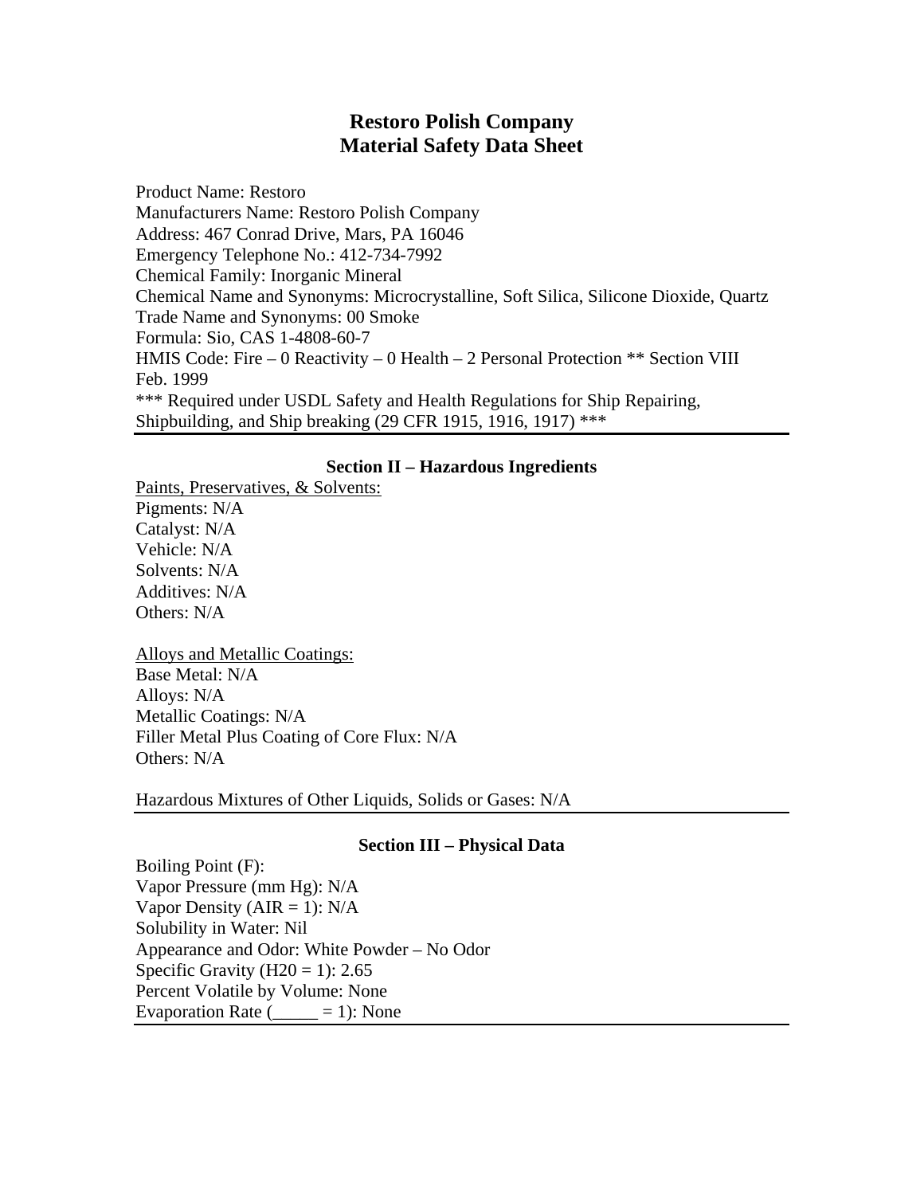# Restoro Polish Company
# Material Safety Data Sheet

Product Name: Restoro
Manufacturers Name: Restoro Polish Company
Address: 467 Conrad Drive, Mars, PA 16046
Emergency Telephone No.: 412-734-7992
Chemical Family: Inorganic Mineral
Chemical Name and Synonyms: Microcrystalline, Soft Silica, Silicone Dioxide, Quartz
Trade Name and Synonyms: 00 Smoke
Formula: Sio, CAS 1-4808-60-7
HMIS Code: Fire – 0 Reactivity – 0 Health – 2 Personal Protection ** Section VIII
Feb. 1999
*** Required under USDL Safety and Health Regulations for Ship Repairing, Shipbuilding, and Ship breaking (29 CFR 1915, 1916, 1917) ***

---

## Section II – Hazardous Ingredients

Paints, Preservatives, & Solvents:
Pigments: N/A
Catalyst: N/A
Vehicle: N/A
Solvents: N/A
Additives: N/A
Others: N/A

Alloys and Metallic Coatings:
Base Metal: N/A
Alloys: N/A
Metallic Coatings: N/A
Filler Metal Plus Coating of Core Flux: N/A
Others: N/A

Hazardous Mixtures of Other Liquids, Solids or Gases: N/A

---

## Section III – Physical Data

Boiling Point (F):
Vapor Pressure (mm Hg): N/A
Vapor Density (AIR = 1): N/A
Solubility in Water: Nil
Appearance and Odor: White Powder – No Odor
Specific Gravity (H20 = 1): 2.65
Percent Volatile by Volume: None
Evaporation Rate (_____ = 1): None

---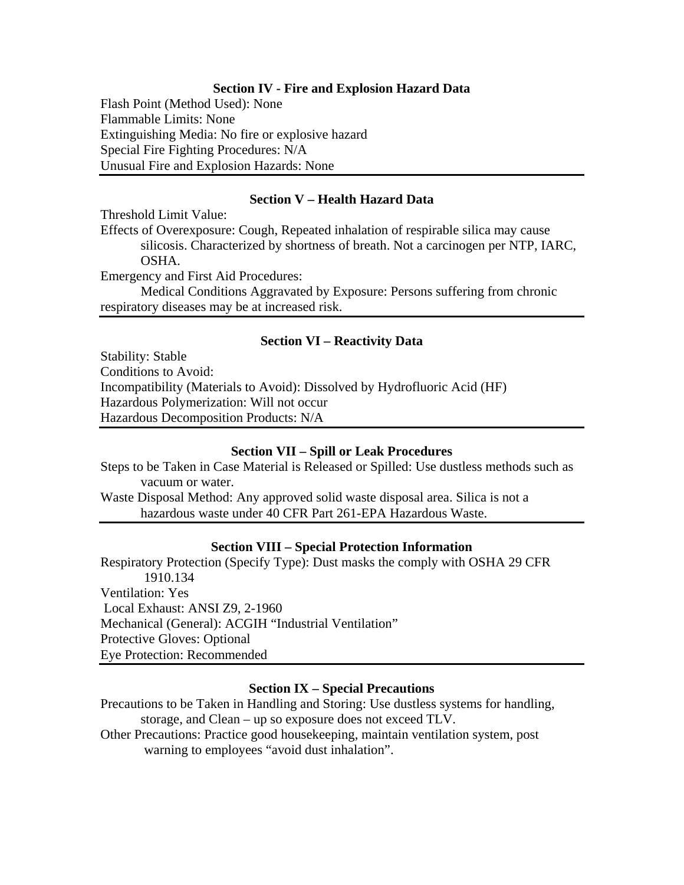### Section IV - Fire and Explosion Hazard Data

Flash Point (Method Used): None
Flammable Limits: None
Extinguishing Media: No fire or explosive hazard
Special Fire Fighting Procedures: N/A
Unusual Fire and Explosion Hazards: None

### Section V – Health Hazard Data

Threshold Limit Value:
Effects of Overexposure: Cough, Repeated inhalation of respirable silica may cause silicosis. Characterized by shortness of breath. Not a carcinogen per NTP, IARC, OSHA.
Emergency and First Aid Procedures:
Medical Conditions Aggravated by Exposure: Persons suffering from chronic respiratory diseases may be at increased risk.

### Section VI – Reactivity Data

Stability: Stable
Conditions to Avoid:
Incompatibility (Materials to Avoid): Dissolved by Hydrofluoric Acid (HF)
Hazardous Polymerization: Will not occur
Hazardous Decomposition Products: N/A

### Section VII – Spill or Leak Procedures

Steps to be Taken in Case Material is Released or Spilled: Use dustless methods such as vacuum or water.
Waste Disposal Method: Any approved solid waste disposal area. Silica is not a hazardous waste under 40 CFR Part 261-EPA Hazardous Waste.

### Section VIII – Special Protection Information

Respiratory Protection (Specify Type): Dust masks the comply with OSHA 29 CFR 1910.134
Ventilation: Yes
Local Exhaust: ANSI Z9, 2-1960
Mechanical (General): ACGIH "Industrial Ventilation"
Protective Gloves: Optional
Eye Protection: Recommended

### Section IX – Special Precautions

Precautions to be Taken in Handling and Storing: Use dustless systems for handling, storage, and Clean – up so exposure does not exceed TLV.
Other Precautions: Practice good housekeeping, maintain ventilation system, post warning to employees "avoid dust inhalation".